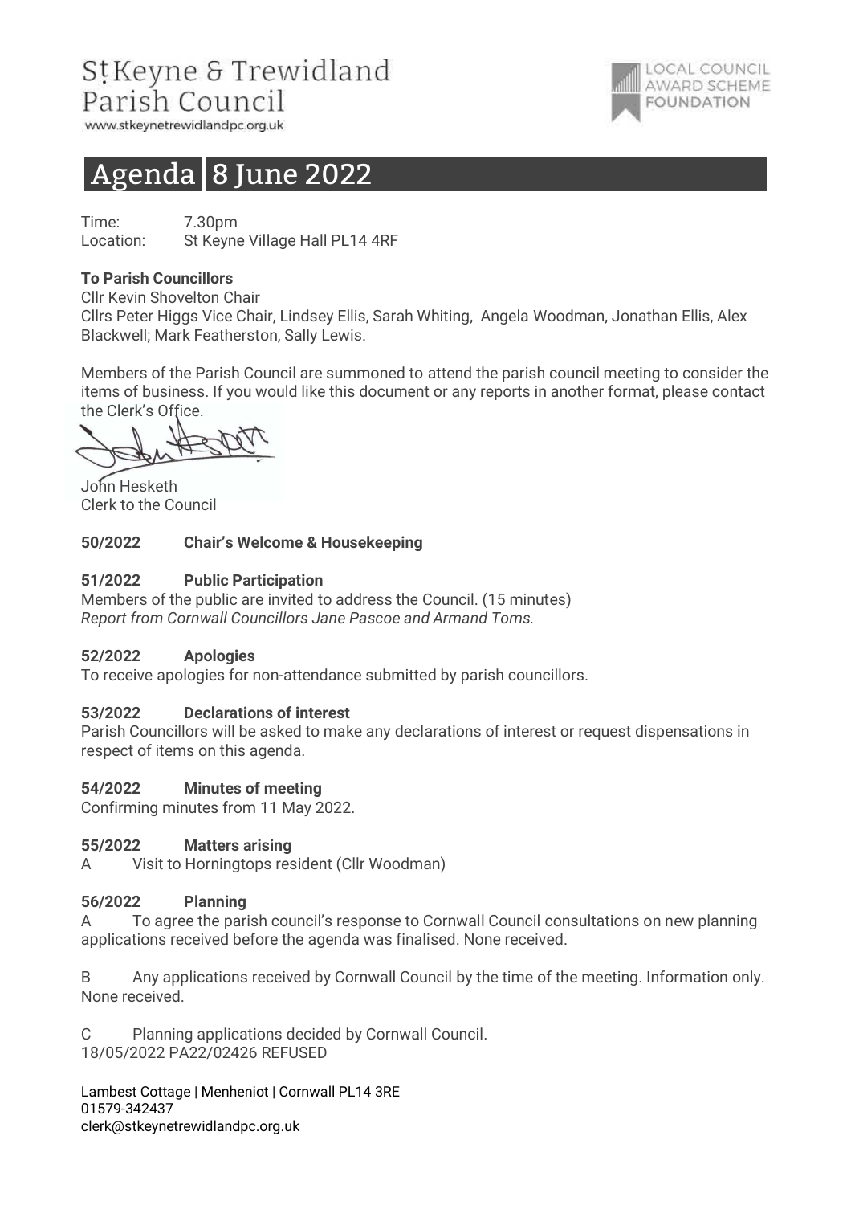# St Keyne & Trewidland Parish Council

www.stkeynetrewidlandpc.org.uk

LOCAL COUNCIL AWARD SCHEME FOUNDATION

# Agenda | 8 June 2022

Time: 7.30pm
Location: St Keyne Village Hall PL14 4RF

**To Parish Councillors**
Cllr Kevin Shovelton Chair
Cllrs Peter Higgs Vice Chair, Lindsey Ellis, Sarah Whiting, Angela Woodman, Jonathan Ellis, Alex Blackwell; Mark Featherston, Sally Lewis.

Members of the Parish Council are summoned to attend the parish council meeting to consider the items of business. If you would like this document or any reports in another format, please contact the Clerk's Office.

John Hesketh
Clerk to the Council

**50/2022 Chair's Welcome & Housekeeping**

**51/2022 Public Participation**
Members of the public are invited to address the Council. (15 minutes)
*Report from Cornwall Councillors Jane Pascoe and Armand Toms.*

**52/2022 Apologies**
To receive apologies for non-attendance submitted by parish councillors.

**53/2022 Declarations of interest**
Parish Councillors will be asked to make any declarations of interest or request dispensations in respect of items on this agenda.

**54/2022 Minutes of meeting**
Confirming minutes from 11 May 2022.

**55/2022 Matters arising**
A Visit to Horningtops resident (Cllr Woodman)

**56/2022 Planning**
A To agree the parish council's response to Cornwall Council consultations on new planning applications received before the agenda was finalised. None received.

B Any applications received by Cornwall Council by the time of the meeting. Information only. None received.

C Planning applications decided by Cornwall Council.
18/05/2022 PA22/02426 REFUSED

Lambest Cottage | Menheniot | Cornwall PL14 3RE
01579-342437
clerk@stkeynetrewidlandpc.org.uk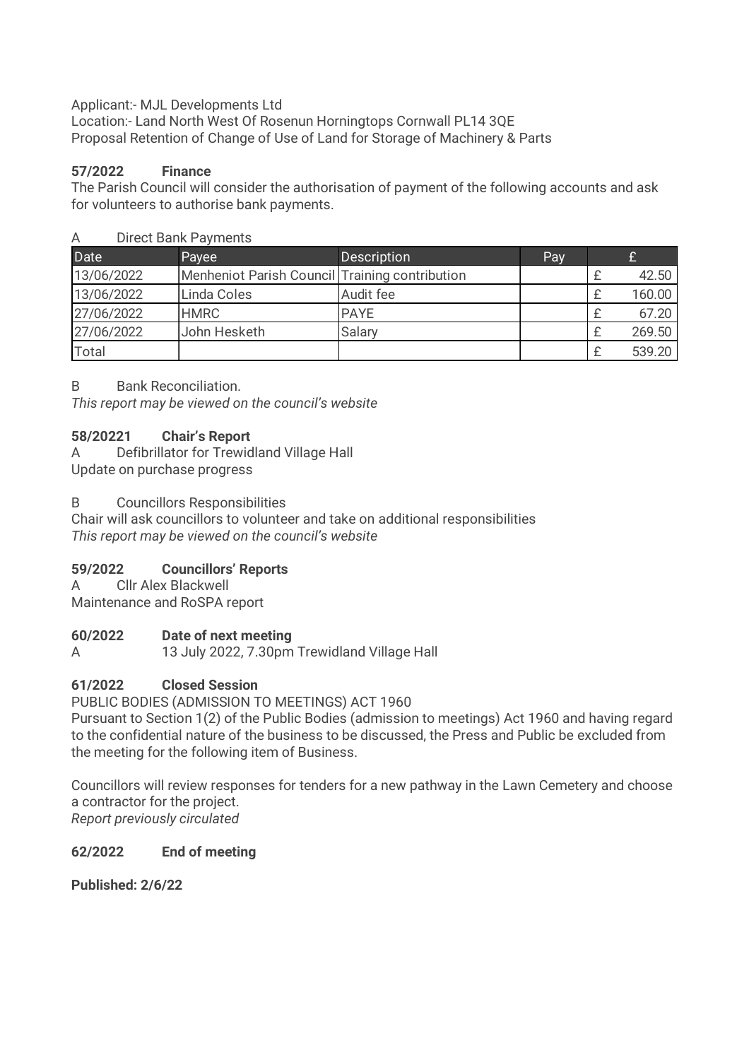Applicant:- MJL Developments Ltd
Location:- Land North West Of Rosenun Horningtops Cornwall PL14 3QE
Proposal Retention of Change of Use of Land for Storage of Machinery & Parts

**57/2022 Finance**

The Parish Council will consider the authorisation of payment of the following accounts and ask for volunteers to authorise bank payments.

A Direct Bank Payments

| Date | Payee | Description | Pay | £ |
|---|---|---|---|---|
| 13/06/2022 | Menheniot Parish Council | Training contribution | | £ 42.50 |
| 13/06/2022 | Linda Coles | Audit fee | | £ 160.00 |
| 27/06/2022 | HMRC | PAYE | | £ 67.20 |
| 27/06/2022 | John Hesketh | Salary | | £ 269.50 |
| Total | | | | £ 539.20 |

B Bank Reconciliation.

*This report may be viewed on the council's website*

**58/20221 Chair's Report**

A Defibrillator for Trewidland Village Hall

Update on purchase progress

B Councillors Responsibilities

Chair will ask councillors to volunteer and take on additional responsibilities

*This report may be viewed on the council's website*

**59/2022 Councillors' Reports**

A Cllr Alex Blackwell

Maintenance and RoSPA report

**60/2022 Date of next meeting**

A 13 July 2022, 7.30pm Trewidland Village Hall

**61/2022 Closed Session**

PUBLIC BODIES (ADMISSION TO MEETINGS) ACT 1960

Pursuant to Section 1(2) of the Public Bodies (admission to meetings) Act 1960 and having regard to the confidential nature of the business to be discussed, the Press and Public be excluded from the meeting for the following item of Business.

Councillors will review responses for tenders for a new pathway in the Lawn Cemetery and choose a contractor for the project.

*Report previously circulated*

**62/2022 End of meeting**

**Published: 2/6/22**